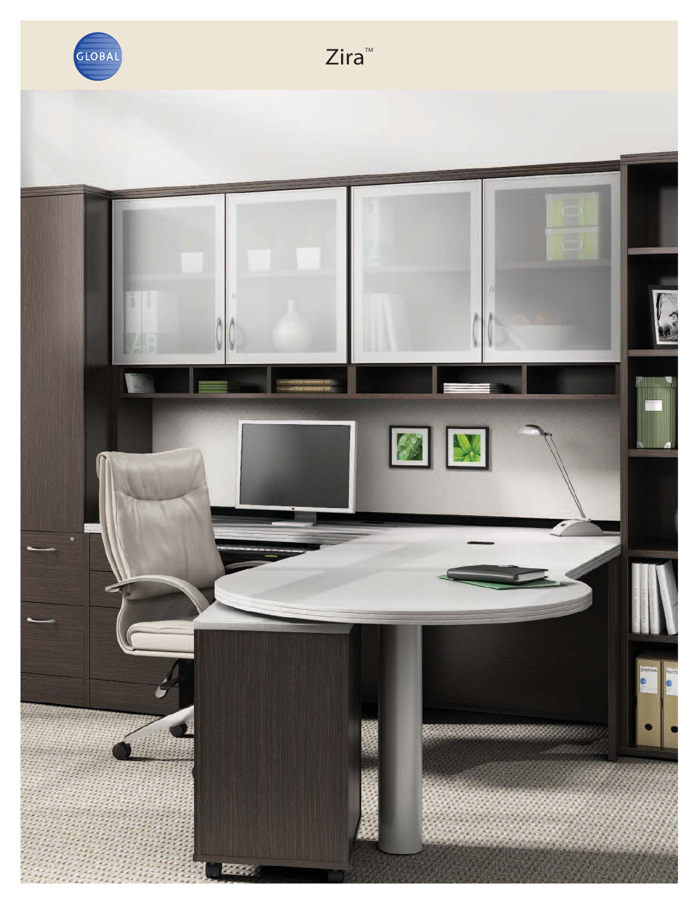# Zira™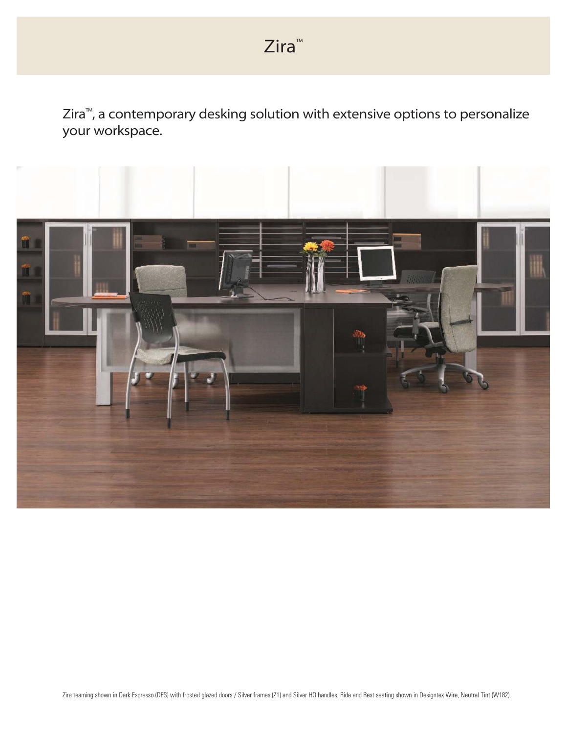# Zira™

Zira™, a contemporary desking solution with extensive options to personalize your workspace.

Zira teaming shown in Dark Espresso (DES) with frosted glazed doors / Silver frames (Z1) and Silver HQ handles. Ride and Rest seating shown in Designtex Wire, Neutral Tint (W182).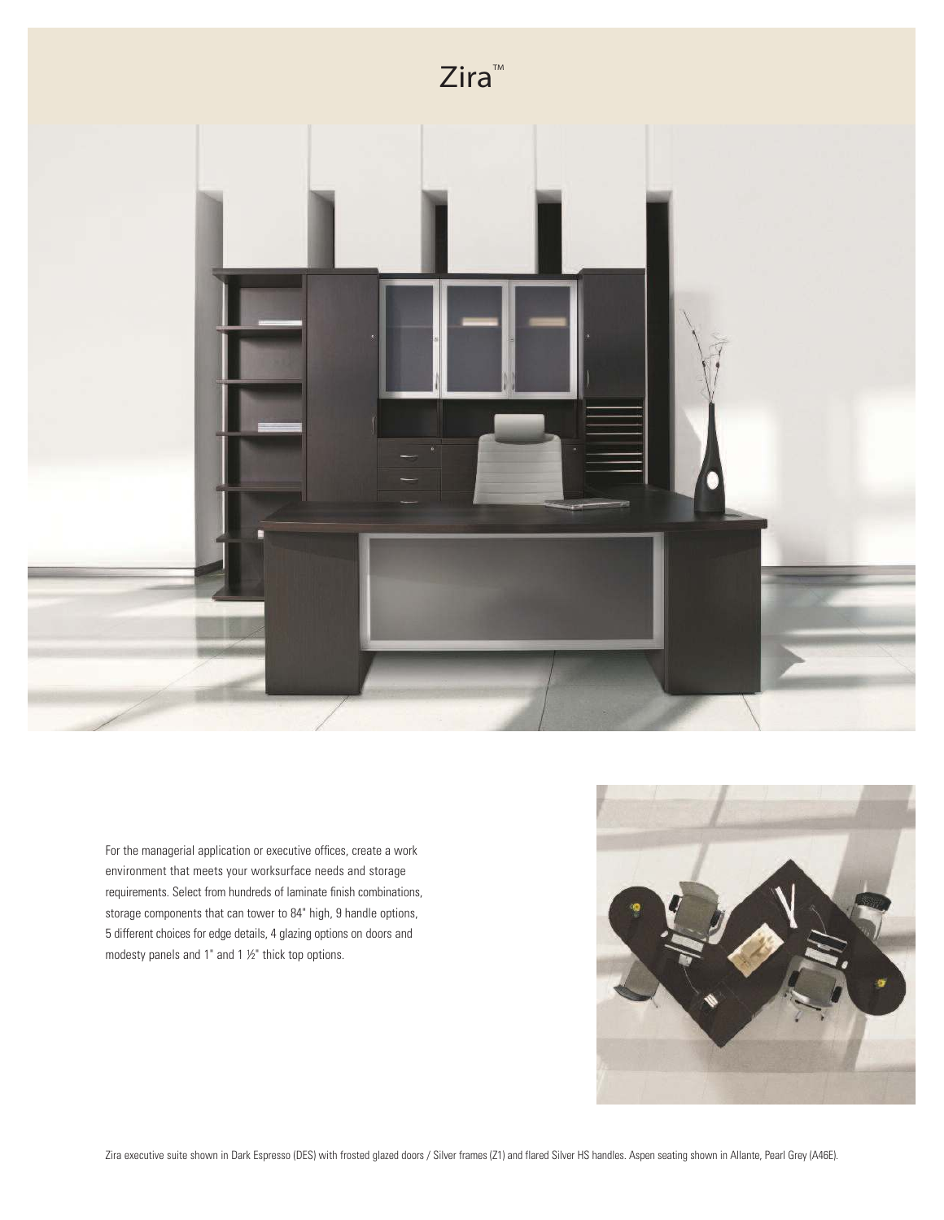# Zira™

For the managerial application or executive offices, create a work environment that meets your worksurface needs and storage requirements. Select from hundreds of laminate finish combinations, storage components that can tower to 84" high, 9 handle options, 5 different choices for edge details, 4 glazing options on doors and modesty panels and 1" and 1 ½" thick top options.

Zira executive suite shown in Dark Espresso (DES) with frosted glazed doors / Silver frames (Z1) and flared Silver HS handles. Aspen seating shown in Allante, Pearl Grey (A46E).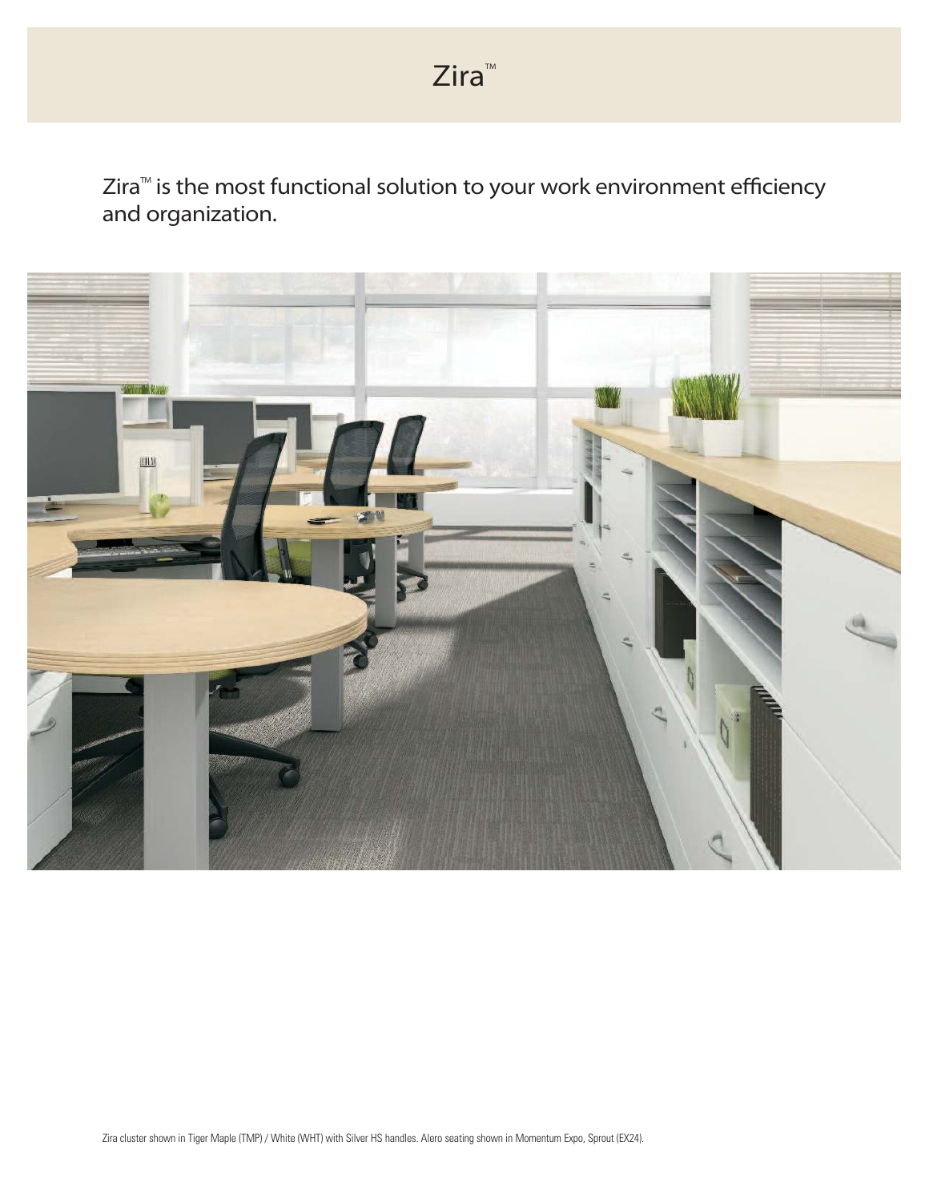# Zira™

Zira™ is the most functional solution to your work environment efficiency and organization.

Zira cluster shown in Tiger Maple (TMP) / White (WHT) with Silver HS handles. Alero seating shown in Momentum Expo, Sprout (EX24).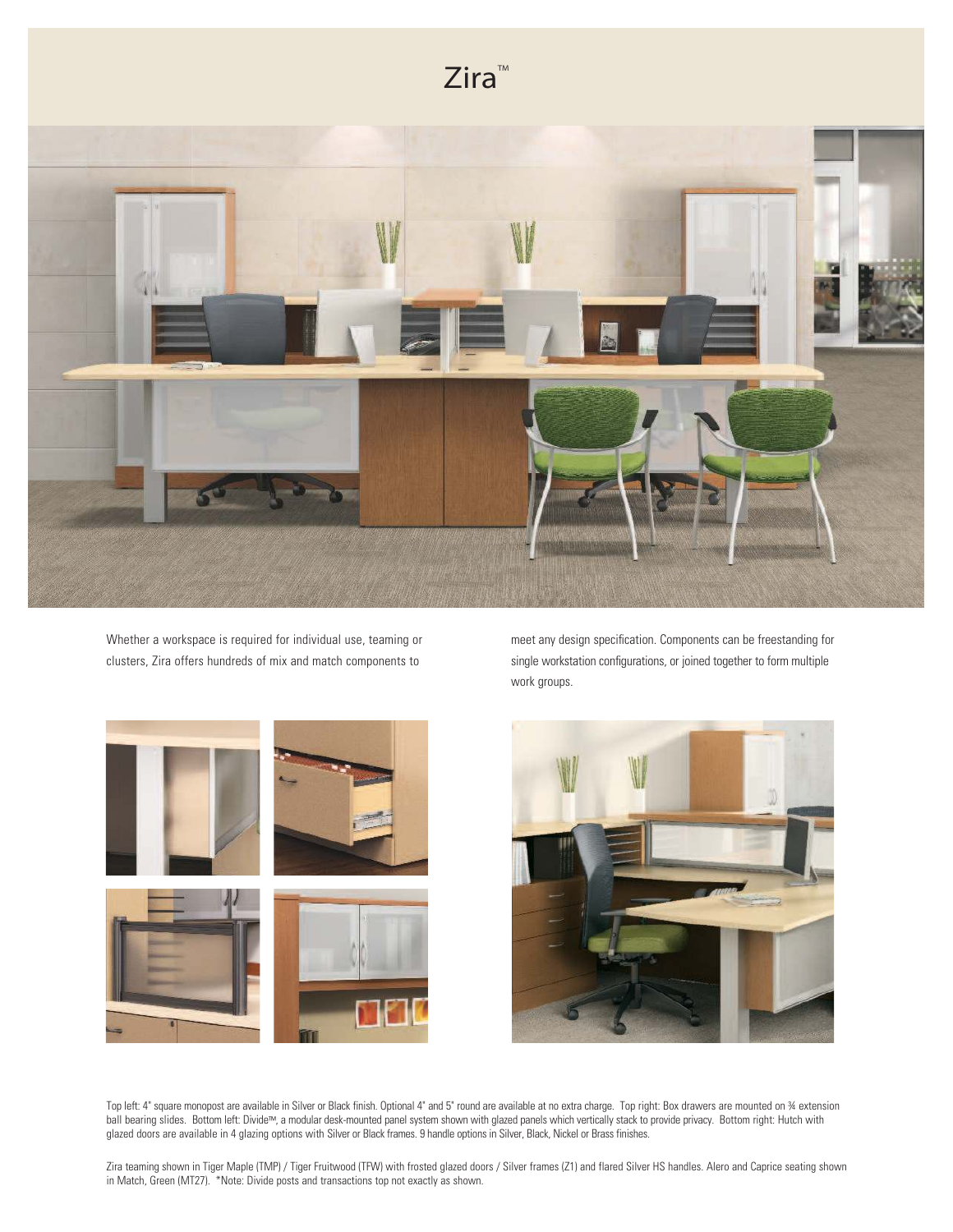# Zira™

Whether a workspace is required for individual use, teaming or clusters, Zira offers hundreds of mix and match components to meet any design specification. Components can be freestanding for single workstation configurations, or joined together to form multiple work groups.

Top left: 4" square monopost are available in Silver or Black finish. Optional 4" and 5" round are available at no extra charge. Top right: Box drawers are mounted on ¾ extension ball bearing slides. Bottom left: Divide™, a modular desk-mounted panel system shown with glazed panels which vertically stack to provide privacy. Bottom right: Hutch with glazed doors are available in 4 glazing options with Silver or Black frames. 9 handle options in Silver, Black, Nickel or Brass finishes.

Zira teaming shown in Tiger Maple (TMP) / Tiger Fruitwood (TFW) with frosted glazed doors / Silver frames (Z1) and flared Silver HS handles. Alero and Caprice seating shown in Match, Green (MT27). *Note: Divide posts and transactions top not exactly as shown.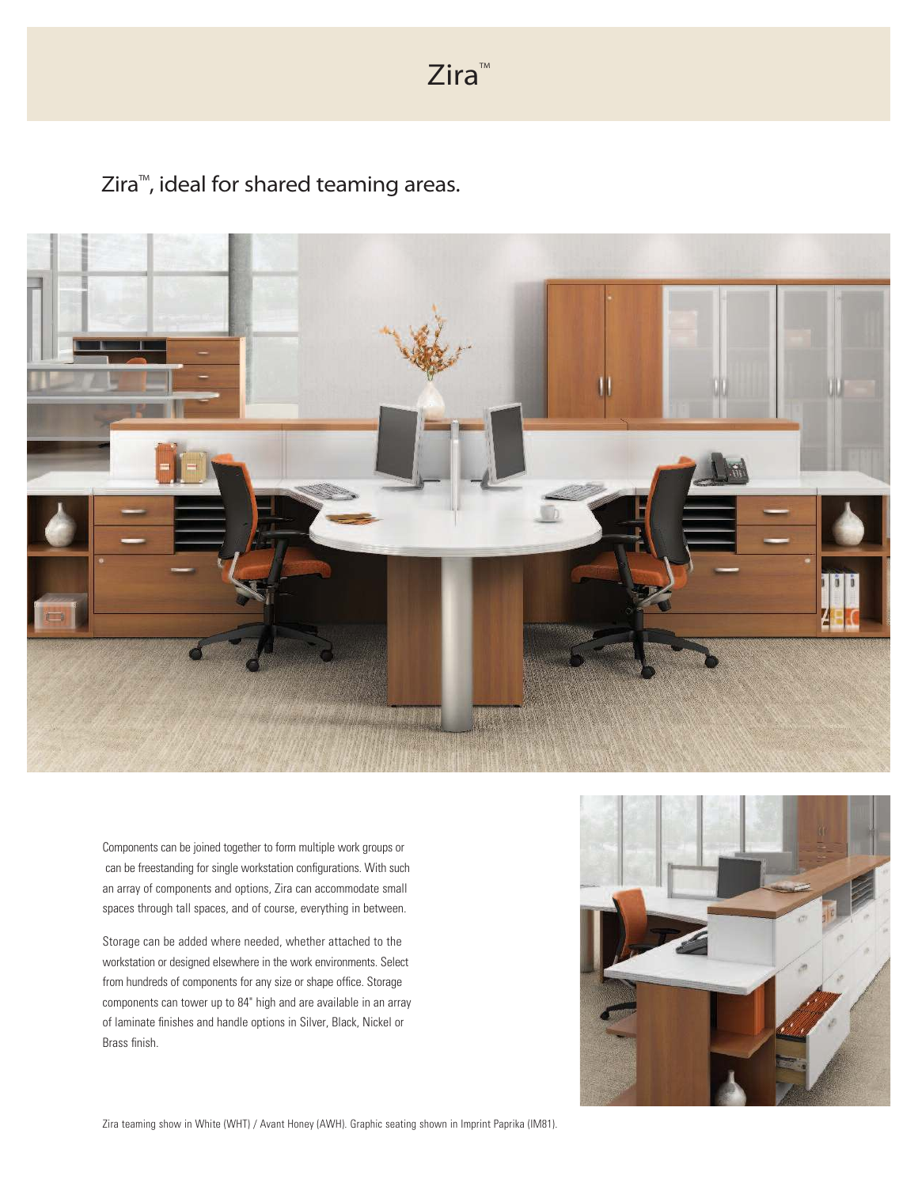# Zira™

## Zira™, ideal for shared teaming areas.

Components can be joined together to form multiple work groups or can be freestanding for single workstation configurations. With such an array of components and options, Zira can accommodate small spaces through tall spaces, and of course, everything in between.

Storage can be added where needed, whether attached to the workstation or designed elsewhere in the work environments. Select from hundreds of components for any size or shape office. Storage components can tower up to 84" high and are available in an array of laminate finishes and handle options in Silver, Black, Nickel or Brass finish.

Zira teaming show in White (WHT) / Avant Honey (AWH). Graphic seating shown in Imprint Paprika (IM81).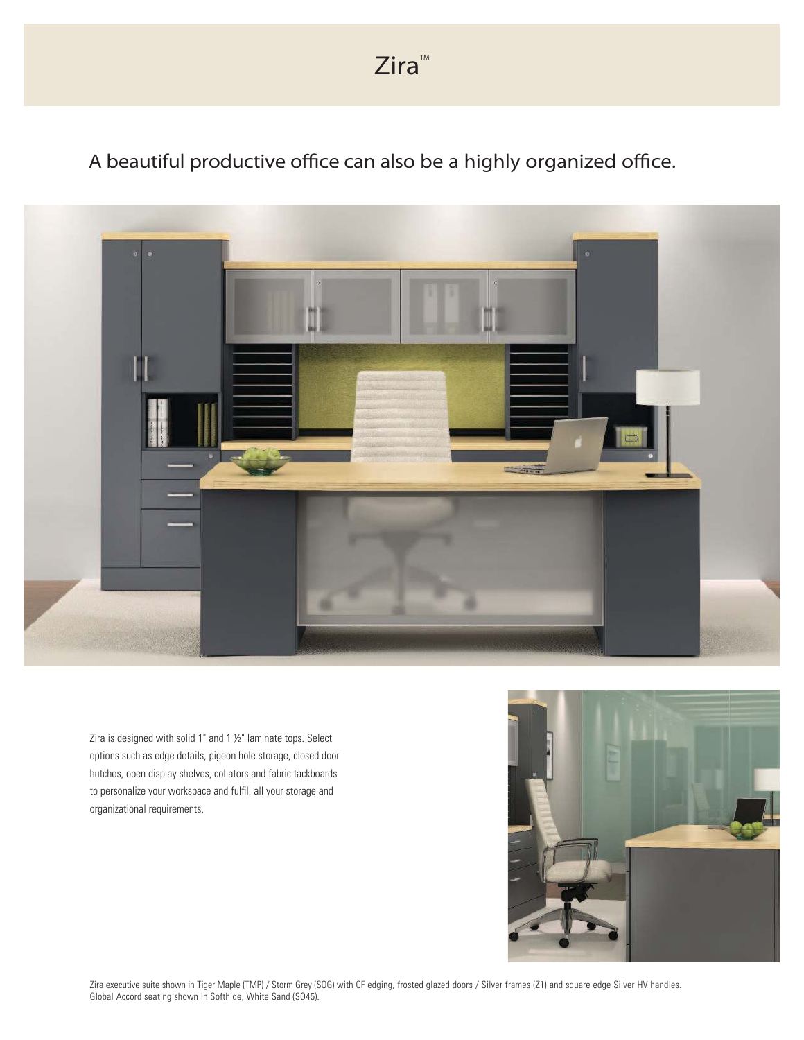# Zira™

## A beautiful productive office can also be a highly organized office.

Zira is designed with solid 1" and 1 ½" laminate tops. Select options such as edge details, pigeon hole storage, closed door hutches, open display shelves, collators and fabric tackboards to personalize your workspace and fulfill all your storage and organizational requirements.

Zira executive suite shown in Tiger Maple (TMP) / Storm Grey (SOG) with CF edging, frosted glazed doors / Silver frames (Z1) and square edge Silver HV handles. Global Accord seating shown in Softhide, White Sand (SO45).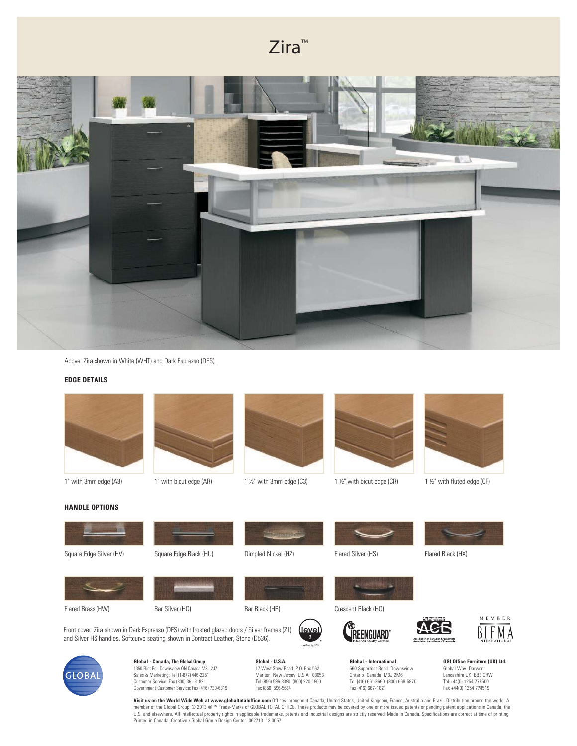# Zira™

Above: Zira shown in White (WHT) and Dark Espresso (DES).

## EDGE DETAILS

1" with 3mm edge (A3)

1" with bicut edge (AR)

1 ½" with 3mm edge (C3)

1 ½" with bicut edge (CR)

1 ½" with fluted edge (CF)

## HANDLE OPTIONS

Square Edge Silver (HV)

Square Edge Black (HU)

Dimpled Nickel (HZ)

Flared Silver (HS)

Flared Black (HX)

Flared Brass (HW)

Bar Silver (HQ)

Bar Black (HR)

Crescent Black (HO)

Front cover: Zira shown in Dark Espresso (DES) with frosted glazed doors / Silver frames (Z1) and Silver HS handles. Softcurve seating shown in Contract Leather, Stone (D536).

**Global - Canada, The Global Group**
1350 Flint Rd., Downsview ON Canada M3J 2J7
Sales & Marketing: Tel (1-877) 446-2251
Customer Service: Fax (800) 361-3182
Government Customer Service: Fax (416) 739-6319

**Global - U.S.A.**
17 West Stow Road P.O. Box 562
Marlton New Jersey U.S.A. 08053
Tel (856) 596-3390 (800) 220-1900
Fax (856) 596-5684

**Global - International**
560 Supertest Road Downsview
Ontario Canada M3J 2M6
Tel (416) 661-3660 (800) 668-5870
Fax (416) 667-1821

**GGI Office Furniture (UK) Ltd.**
Global Way Darwen
Lancashire UK BB3 0RW
Tel +44(0) 1254 778500
Fax +44(0) 1254 778519

**Visit us on the World Wide Web at www.globaltotaloffice.com** Offices throughout Canada, United States, United Kingdom, France, Australia and Brazil. Distribution around the world. A member of the Global Group. © 2013 ® ™ Trade-Marks of GLOBAL TOTAL OFFICE. These products may be covered by one or more issued patents or pending patent applications in Canada, the U.S. and elsewhere. All intellectual property rights in applicable trademarks, patents and industrial designs are strictly reserved. Made in Canada. Specifications are correct at time of printing. Printed in Canada. Creative / Global Group Design Center 062713 13.0057